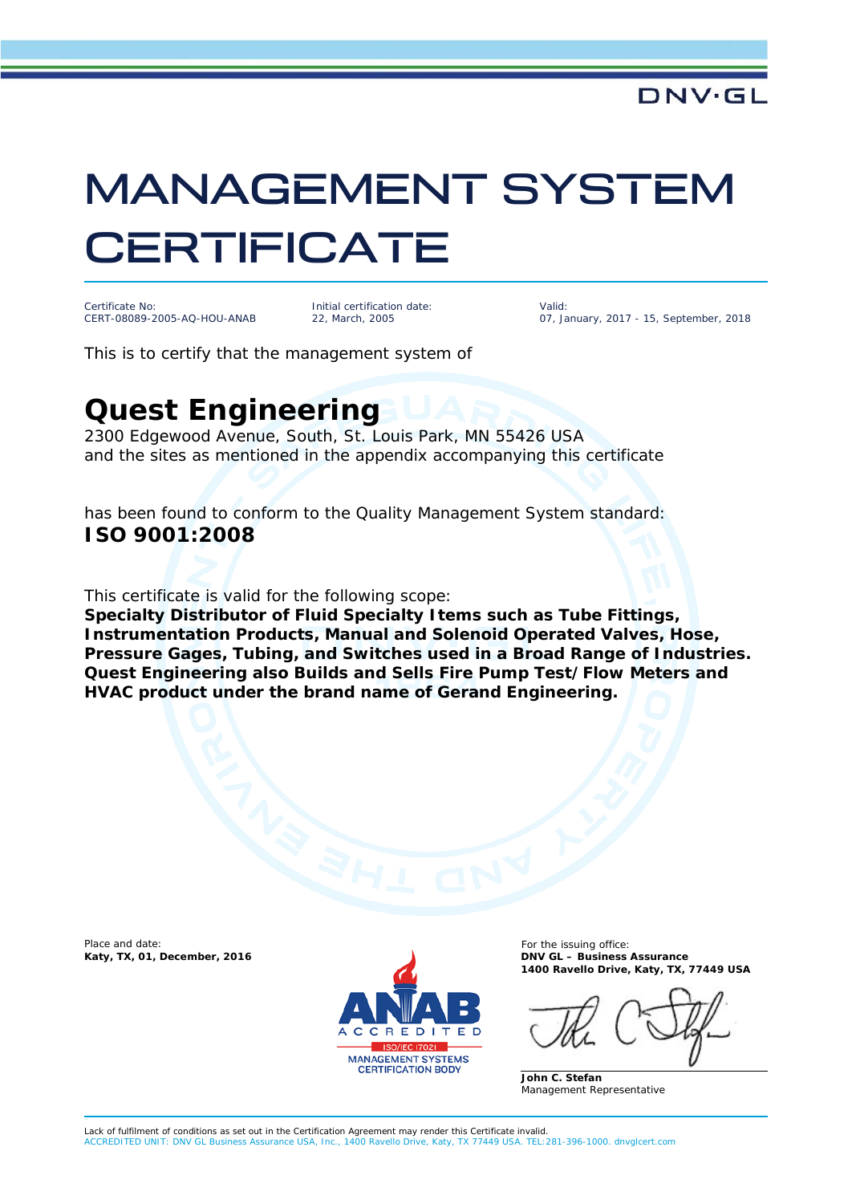DNV·GL

# MANAGEMENT SYSTEM CERTIFICATE

| Certificate No: | Initial certification date: | Valid: |
|---|---|---|
| CERT-08089-2005-AQ-HOU-ANAB | 22, March, 2005 | 07, January, 2017 - 15, September, 2018 |

This is to certify that the management system of

## Quest Engineering

2300 Edgewood Avenue, South, St. Louis Park, MN 55426 USA
and the sites as mentioned in the appendix accompanying this certificate

has been found to conform to the Quality Management System standard:
**ISO 9001:2008**

This certificate is valid for the following scope:
**Specialty Distributor of Fluid Specialty Items such as Tube Fittings, Instrumentation Products, Manual and Solenoid Operated Valves, Hose, Pressure Gages, Tubing, and Switches used in a Broad Range of Industries. Quest Engineering also Builds and Sells Fire Pump Test/Flow Meters and HVAC product under the brand name of Gerand Engineering.**

Place and date:
**Katy, TX, 01, December, 2016**

ANAB ACCREDITED ISO/IEC 17021 MANAGEMENT SYSTEMS CERTIFICATION BODY

For the issuing office:
**DNV GL – Business Assurance**
**1400 Ravello Drive, Katy, TX, 77449 USA**

**John C. Stefan**
Management Representative

Lack of fulfilment of conditions as set out in the Certification Agreement may render this Certificate invalid.
ACCREDITED UNIT: DNV GL Business Assurance USA, Inc., 1400 Ravello Drive, Katy, TX 77449 USA. TEL:281-396-1000. dnvglcert.com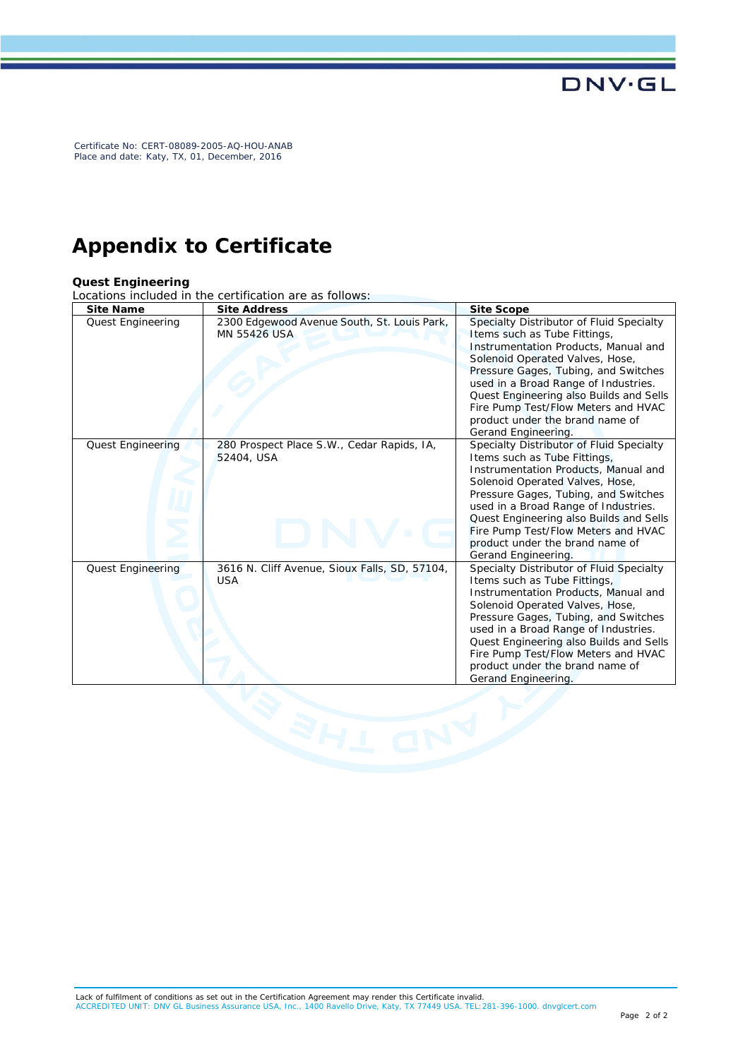Certificate No: CERT-08089-2005-AQ-HOU-ANAB
Place and date: Katy, TX, 01, December, 2016

# Appendix to Certificate

**Quest Engineering**
Locations included in the certification are as follows:

| Site Name | Site Address | Site Scope |
|---|---|---|
| Quest Engineering | 2300 Edgewood Avenue South, St. Louis Park, MN 55426 USA | Specialty Distributor of Fluid Specialty Items such as Tube Fittings, Instrumentation Products, Manual and Solenoid Operated Valves, Hose, Pressure Gages, Tubing, and Switches used in a Broad Range of Industries. Quest Engineering also Builds and Sells Fire Pump Test/Flow Meters and HVAC product under the brand name of Gerand Engineering. |
| Quest Engineering | 280 Prospect Place S.W., Cedar Rapids, IA, 52404, USA | Specialty Distributor of Fluid Specialty Items such as Tube Fittings, Instrumentation Products, Manual and Solenoid Operated Valves, Hose, Pressure Gages, Tubing, and Switches used in a Broad Range of Industries. Quest Engineering also Builds and Sells Fire Pump Test/Flow Meters and HVAC product under the brand name of Gerand Engineering. |
| Quest Engineering | 3616 N. Cliff Avenue, Sioux Falls, SD, 57104, USA | Specialty Distributor of Fluid Specialty Items such as Tube Fittings, Instrumentation Products, Manual and Solenoid Operated Valves, Hose, Pressure Gages, Tubing, and Switches used in a Broad Range of Industries. Quest Engineering also Builds and Sells Fire Pump Test/Flow Meters and HVAC product under the brand name of Gerand Engineering. |

Lack of fulfilment of conditions as set out in the Certification Agreement may render this Certificate invalid.
ACCREDITED UNIT: DNV GL Business Assurance USA, Inc., 1400 Ravello Drive, Katy, TX 77449 USA. TEL:281-396-1000. dnvglcert.com